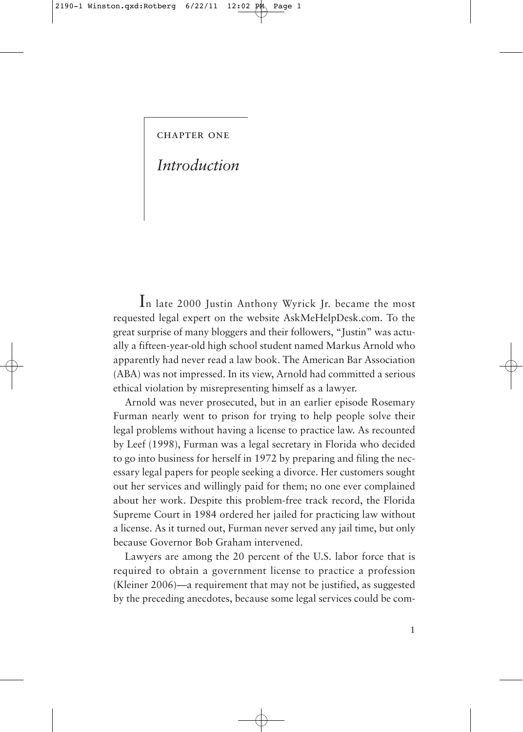# CHAPTER ONE

## *Introduction*

In late 2000 Justin Anthony Wyrick Jr. became the most requested legal expert on the website AskMeHelpDesk.com. To the great surprise of many bloggers and their followers, "Justin" was actually a fifteen-year-old high school student named Markus Arnold who apparently had never read a law book. The American Bar Association (ABA) was not impressed. In its view, Arnold had committed a serious ethical violation by misrepresenting himself as a lawyer.

Arnold was never prosecuted, but in an earlier episode Rosemary Furman nearly went to prison for trying to help people solve their legal problems without having a license to practice law. As recounted by Leef (1998), Furman was a legal secretary in Florida who decided to go into business for herself in 1972 by preparing and filing the necessary legal papers for people seeking a divorce. Her customers sought out her services and willingly paid for them; no one ever complained about her work. Despite this problem-free track record, the Florida Supreme Court in 1984 ordered her jailed for practicing law without a license. As it turned out, Furman never served any jail time, but only because Governor Bob Graham intervened.

Lawyers are among the 20 percent of the U.S. labor force that is required to obtain a government license to practice a profession (Kleiner 2006)—a requirement that may not be justified, as suggested by the preceding anecdotes, because some legal services could be com-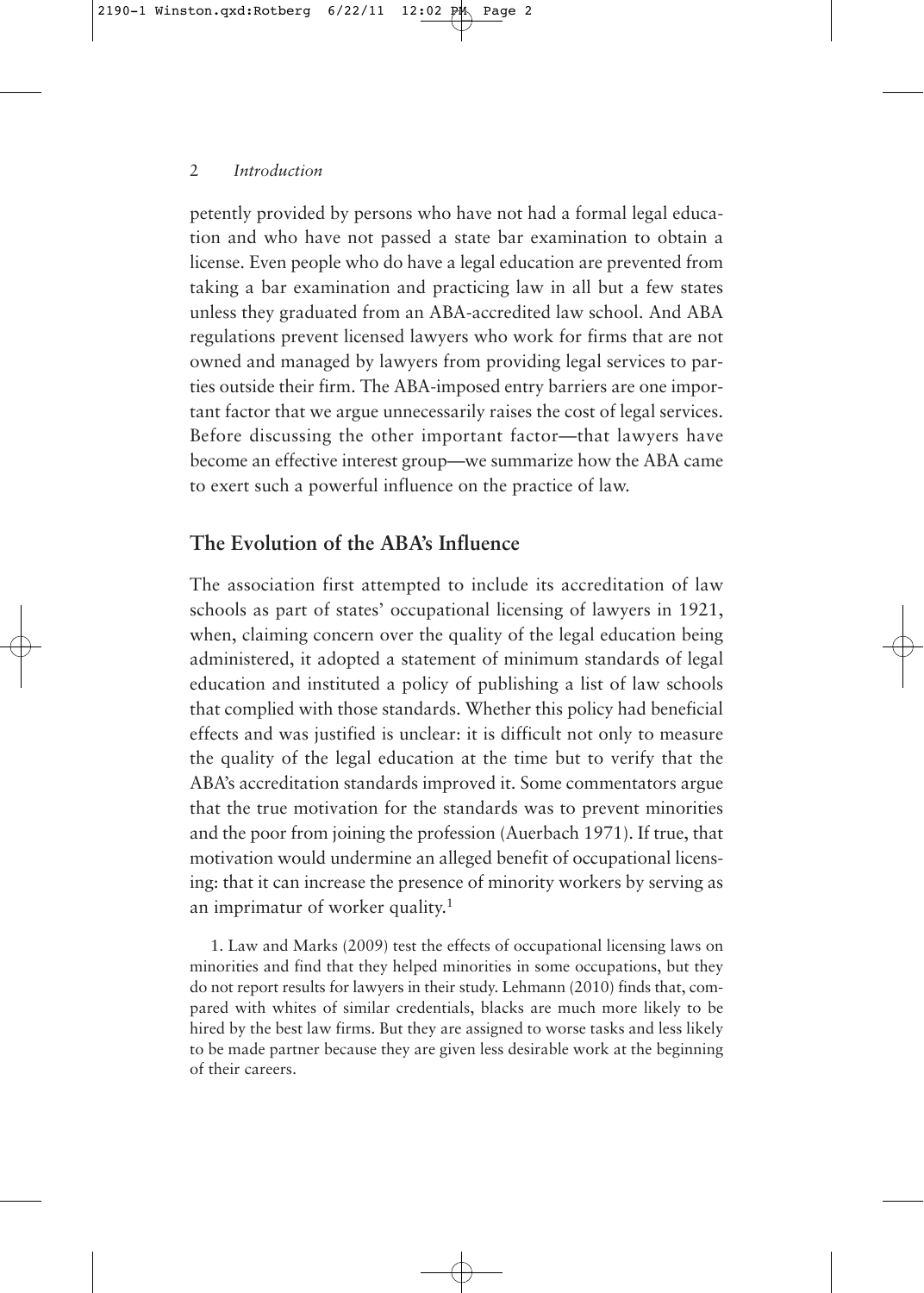petently provided by persons who have not had a formal legal education and who have not passed a state bar examination to obtain a license. Even people who do have a legal education are prevented from taking a bar examination and practicing law in all but a few states unless they graduated from an ABA-accredited law school. And ABA regulations prevent licensed lawyers who work for firms that are not owned and managed by lawyers from providing legal services to parties outside their firm. The ABA-imposed entry barriers are one important factor that we argue unnecessarily raises the cost of legal services. Before discussing the other important factor—that lawyers have become an effective interest group—we summarize how the ABA came to exert such a powerful influence on the practice of law.

## The Evolution of the ABA's Influence

The association first attempted to include its accreditation of law schools as part of states' occupational licensing of lawyers in 1921, when, claiming concern over the quality of the legal education being administered, it adopted a statement of minimum standards of legal education and instituted a policy of publishing a list of law schools that complied with those standards. Whether this policy had beneficial effects and was justified is unclear: it is difficult not only to measure the quality of the legal education at the time but to verify that the ABA's accreditation standards improved it. Some commentators argue that the true motivation for the standards was to prevent minorities and the poor from joining the profession (Auerbach 1971). If true, that motivation would undermine an alleged benefit of occupational licensing: that it can increase the presence of minority workers by serving as an imprimatur of worker quality.[1]

1. Law and Marks (2009) test the effects of occupational licensing laws on minorities and find that they helped minorities in some occupations, but they do not report results for lawyers in their study. Lehmann (2010) finds that, compared with whites of similar credentials, blacks are much more likely to be hired by the best law firms. But they are assigned to worse tasks and less likely to be made partner because they are given less desirable work at the beginning of their careers.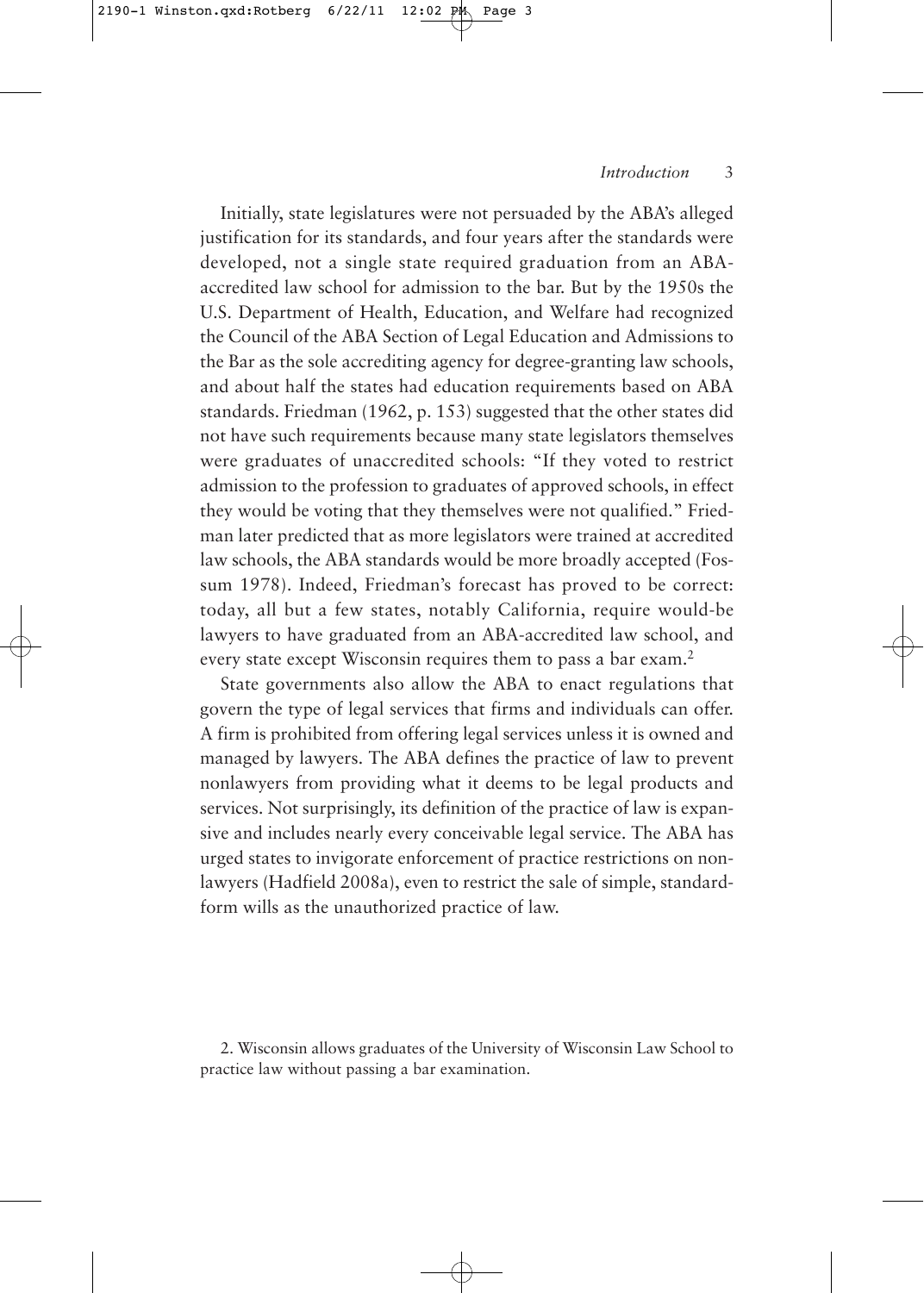Initially, state legislatures were not persuaded by the ABA's alleged justification for its standards, and four years after the standards were developed, not a single state required graduation from an ABA-accredited law school for admission to the bar. But by the 1950s the U.S. Department of Health, Education, and Welfare had recognized the Council of the ABA Section of Legal Education and Admissions to the Bar as the sole accrediting agency for degree-granting law schools, and about half the states had education requirements based on ABA standards. Friedman (1962, p. 153) suggested that the other states did not have such requirements because many state legislators themselves were graduates of unaccredited schools: "If they voted to restrict admission to the profession to graduates of approved schools, in effect they would be voting that they themselves were not qualified." Friedman later predicted that as more legislators were trained at accredited law schools, the ABA standards would be more broadly accepted (Fossum 1978). Indeed, Friedman's forecast has proved to be correct: today, all but a few states, notably California, require would-be lawyers to have graduated from an ABA-accredited law school, and every state except Wisconsin requires them to pass a bar exam.[2]

State governments also allow the ABA to enact regulations that govern the type of legal services that firms and individuals can offer. A firm is prohibited from offering legal services unless it is owned and managed by lawyers. The ABA defines the practice of law to prevent nonlawyers from providing what it deems to be legal products and services. Not surprisingly, its definition of the practice of law is expansive and includes nearly every conceivable legal service. The ABA has urged states to invigorate enforcement of practice restrictions on nonlawyers (Hadfield 2008a), even to restrict the sale of simple, standard-form wills as the unauthorized practice of law.

2. Wisconsin allows graduates of the University of Wisconsin Law School to practice law without passing a bar examination.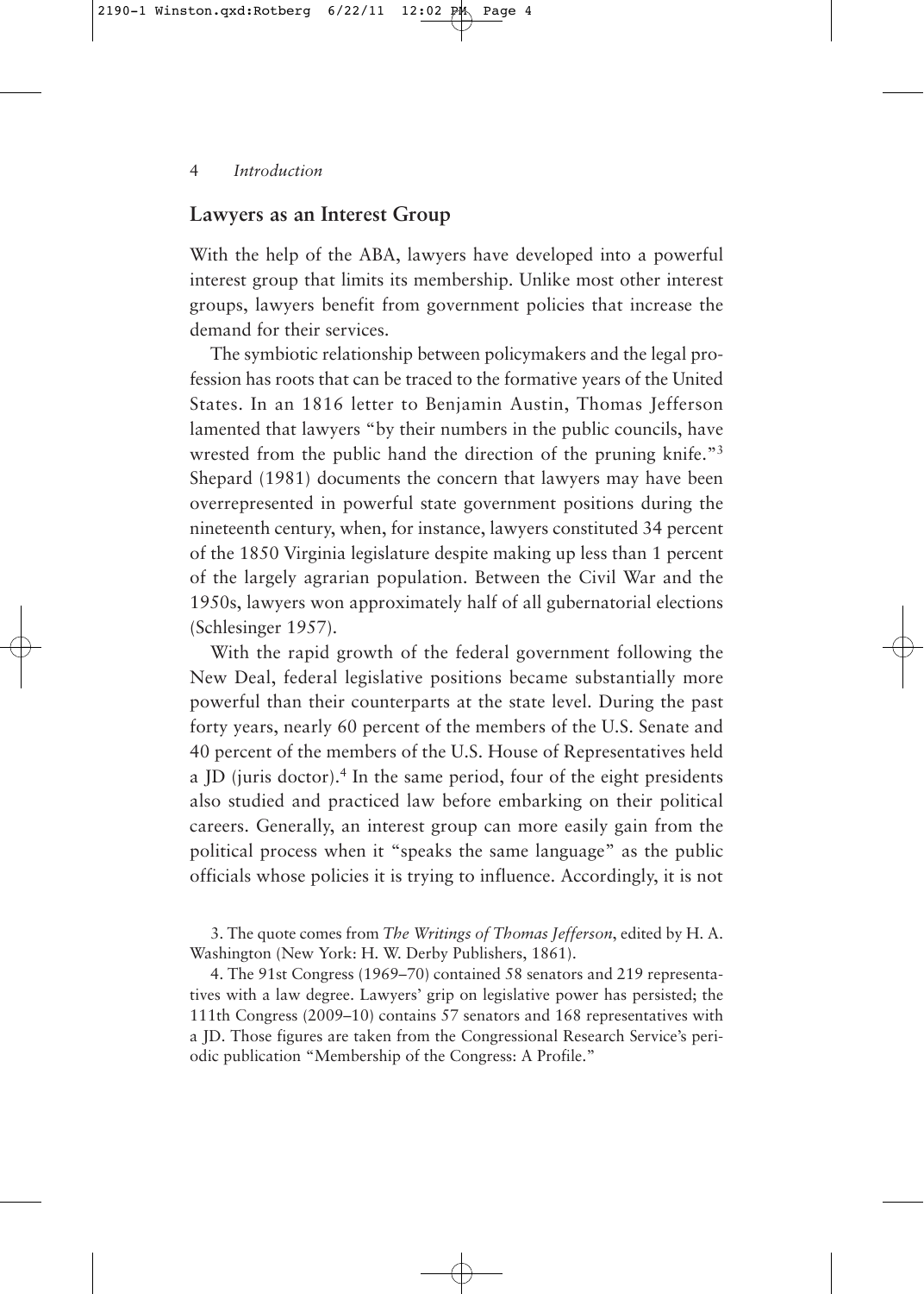## Lawyers as an Interest Group

With the help of the ABA, lawyers have developed into a powerful interest group that limits its membership. Unlike most other interest groups, lawyers benefit from government policies that increase the demand for their services.

The symbiotic relationship between policymakers and the legal profession has roots that can be traced to the formative years of the United States. In an 1816 letter to Benjamin Austin, Thomas Jefferson lamented that lawyers "by their numbers in the public councils, have wrested from the public hand the direction of the pruning knife."[3] Shepard (1981) documents the concern that lawyers may have been overrepresented in powerful state government positions during the nineteenth century, when, for instance, lawyers constituted 34 percent of the 1850 Virginia legislature despite making up less than 1 percent of the largely agrarian population. Between the Civil War and the 1950s, lawyers won approximately half of all gubernatorial elections (Schlesinger 1957).

With the rapid growth of the federal government following the New Deal, federal legislative positions became substantially more powerful than their counterparts at the state level. During the past forty years, nearly 60 percent of the members of the U.S. Senate and 40 percent of the members of the U.S. House of Representatives held a JD (juris doctor).[4] In the same period, four of the eight presidents also studied and practiced law before embarking on their political careers. Generally, an interest group can more easily gain from the political process when it "speaks the same language" as the public officials whose policies it is trying to influence. Accordingly, it is not

3. The quote comes from *The Writings of Thomas Jefferson*, edited by H. A. Washington (New York: H. W. Derby Publishers, 1861).

4. The 91st Congress (1969–70) contained 58 senators and 219 representatives with a law degree. Lawyers' grip on legislative power has persisted; the 111th Congress (2009–10) contains 57 senators and 168 representatives with a JD. Those figures are taken from the Congressional Research Service's periodic publication "Membership of the Congress: A Profile."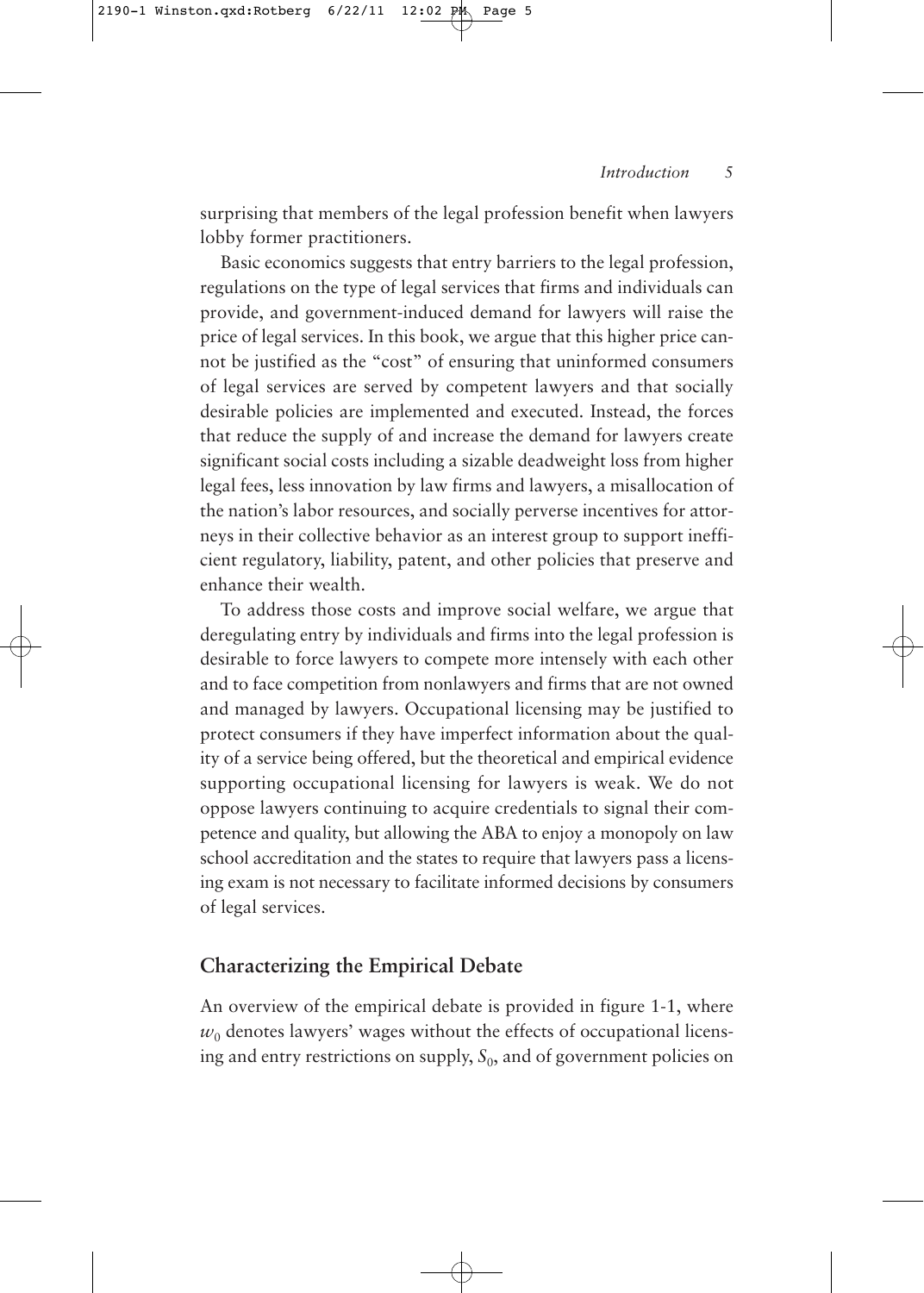surprising that members of the legal profession benefit when lawyers lobby former practitioners.

Basic economics suggests that entry barriers to the legal profession, regulations on the type of legal services that firms and individuals can provide, and government-induced demand for lawyers will raise the price of legal services. In this book, we argue that this higher price cannot be justified as the "cost" of ensuring that uninformed consumers of legal services are served by competent lawyers and that socially desirable policies are implemented and executed. Instead, the forces that reduce the supply of and increase the demand for lawyers create significant social costs including a sizable deadweight loss from higher legal fees, less innovation by law firms and lawyers, a misallocation of the nation's labor resources, and socially perverse incentives for attorneys in their collective behavior as an interest group to support inefficient regulatory, liability, patent, and other policies that preserve and enhance their wealth.

To address those costs and improve social welfare, we argue that deregulating entry by individuals and firms into the legal profession is desirable to force lawyers to compete more intensely with each other and to face competition from nonlawyers and firms that are not owned and managed by lawyers. Occupational licensing may be justified to protect consumers if they have imperfect information about the quality of a service being offered, but the theoretical and empirical evidence supporting occupational licensing for lawyers is weak. We do not oppose lawyers continuing to acquire credentials to signal their competence and quality, but allowing the ABA to enjoy a monopoly on law school accreditation and the states to require that lawyers pass a licensing exam is not necessary to facilitate informed decisions by consumers of legal services.

## Characterizing the Empirical Debate

An overview of the empirical debate is provided in figure 1-1, where $w_0$ denotes lawyers' wages without the effects of occupational licensing and entry restrictions on supply, $S_0$, and of government policies on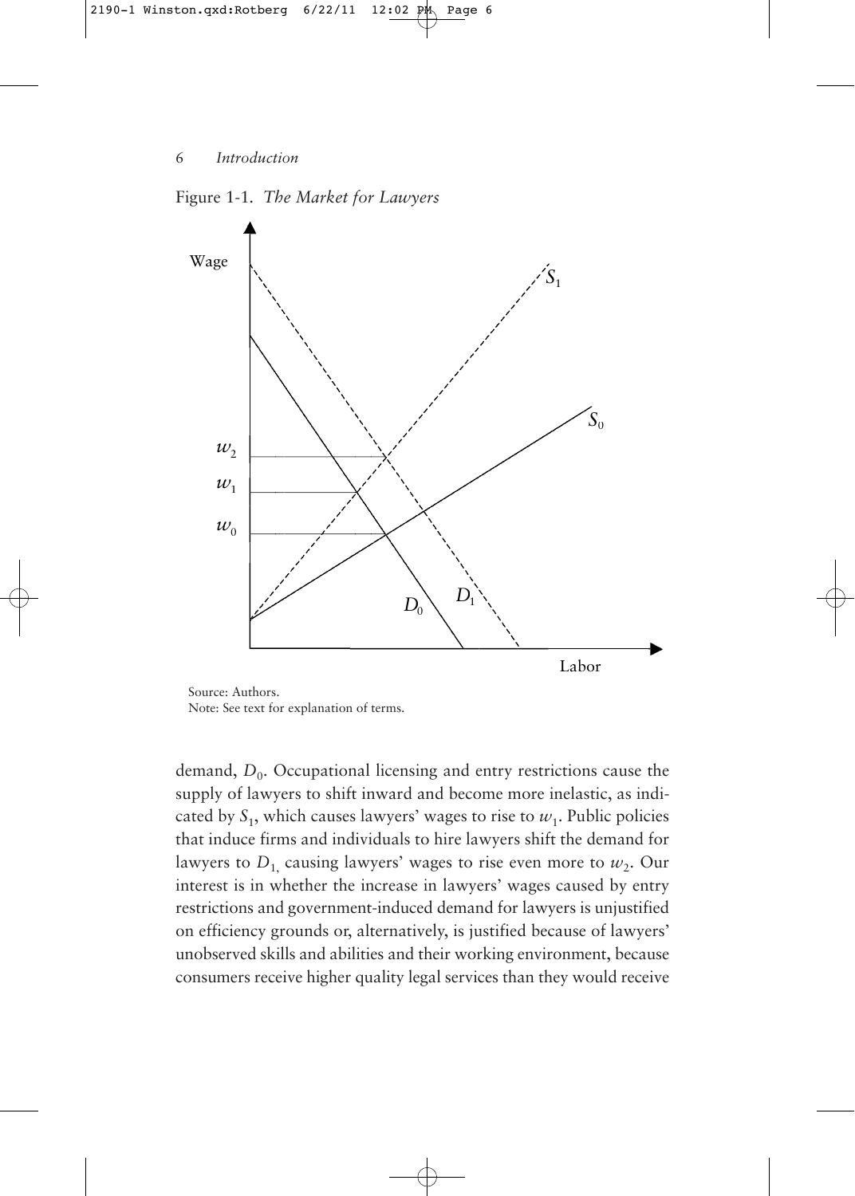Figure 1-1. *The Market for Lawyers*

Source: Authors.
Note: See text for explanation of terms.

demand, $D_0$. Occupational licensing and entry restrictions cause the supply of lawyers to shift inward and become more inelastic, as indicated by $S_1$, which causes lawyers' wages to rise to $w_1$. Public policies that induce firms and individuals to hire lawyers shift the demand for lawyers to $D_1$, causing lawyers' wages to rise even more to $w_2$. Our interest is in whether the increase in lawyers' wages caused by entry restrictions and government-induced demand for lawyers is unjustified on efficiency grounds or, alternatively, is justified because of lawyers' unobserved skills and abilities and their working environment, because consumers receive higher quality legal services than they would receive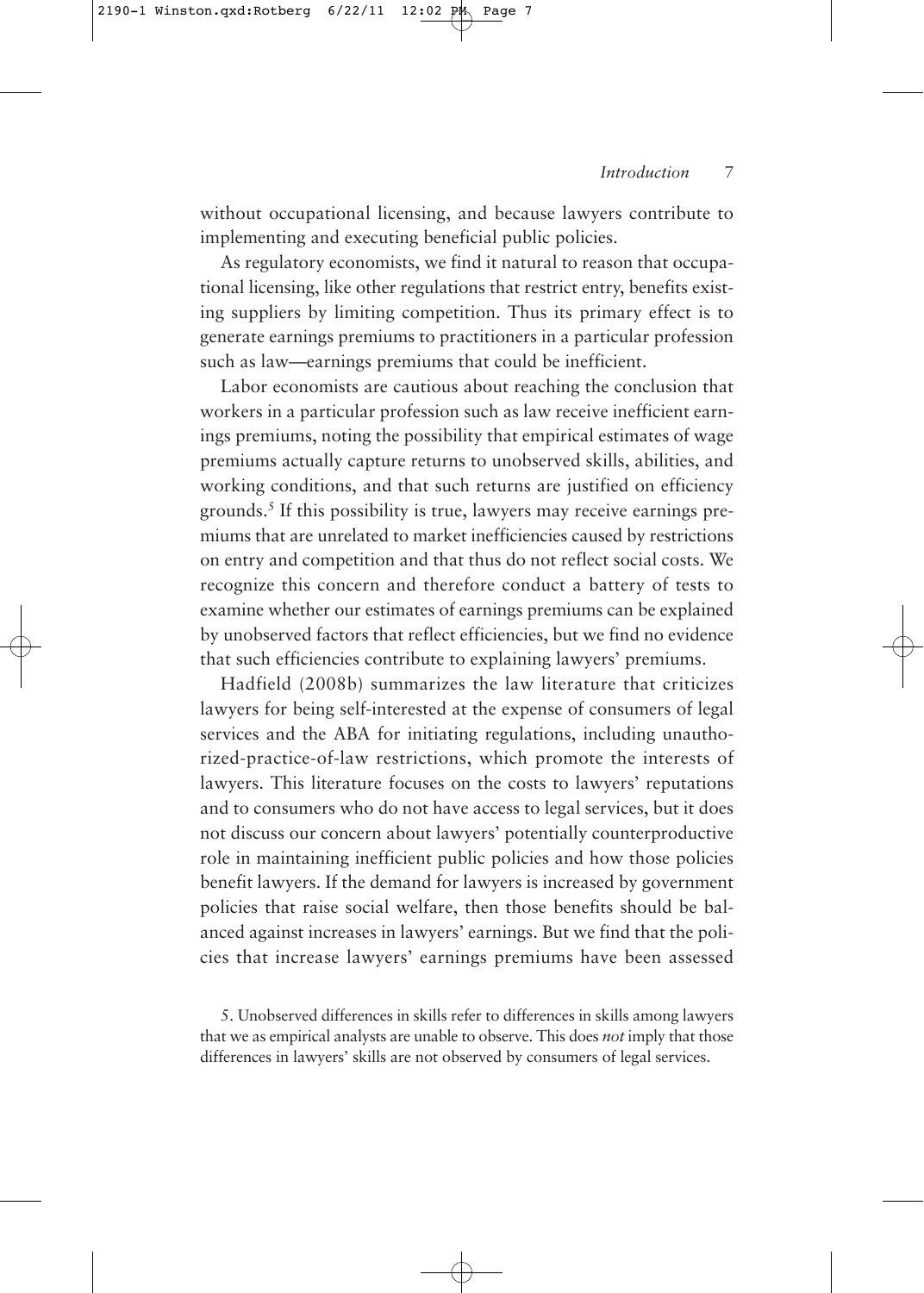without occupational licensing, and because lawyers contribute to implementing and executing beneficial public policies.

As regulatory economists, we find it natural to reason that occupational licensing, like other regulations that restrict entry, benefits existing suppliers by limiting competition. Thus its primary effect is to generate earnings premiums to practitioners in a particular profession such as law—earnings premiums that could be inefficient.

Labor economists are cautious about reaching the conclusion that workers in a particular profession such as law receive inefficient earnings premiums, noting the possibility that empirical estimates of wage premiums actually capture returns to unobserved skills, abilities, and working conditions, and that such returns are justified on efficiency grounds.[5] If this possibility is true, lawyers may receive earnings premiums that are unrelated to market inefficiencies caused by restrictions on entry and competition and that thus do not reflect social costs. We recognize this concern and therefore conduct a battery of tests to examine whether our estimates of earnings premiums can be explained by unobserved factors that reflect efficiencies, but we find no evidence that such efficiencies contribute to explaining lawyers' premiums.

Hadfield (2008b) summarizes the law literature that criticizes lawyers for being self-interested at the expense of consumers of legal services and the ABA for initiating regulations, including unauthorized-practice-of-law restrictions, which promote the interests of lawyers. This literature focuses on the costs to lawyers' reputations and to consumers who do not have access to legal services, but it does not discuss our concern about lawyers' potentially counterproductive role in maintaining inefficient public policies and how those policies benefit lawyers. If the demand for lawyers is increased by government policies that raise social welfare, then those benefits should be balanced against increases in lawyers' earnings. But we find that the policies that increase lawyers' earnings premiums have been assessed

5. Unobserved differences in skills refer to differences in skills among lawyers that we as empirical analysts are unable to observe. This does *not* imply that those differences in lawyers' skills are not observed by consumers of legal services.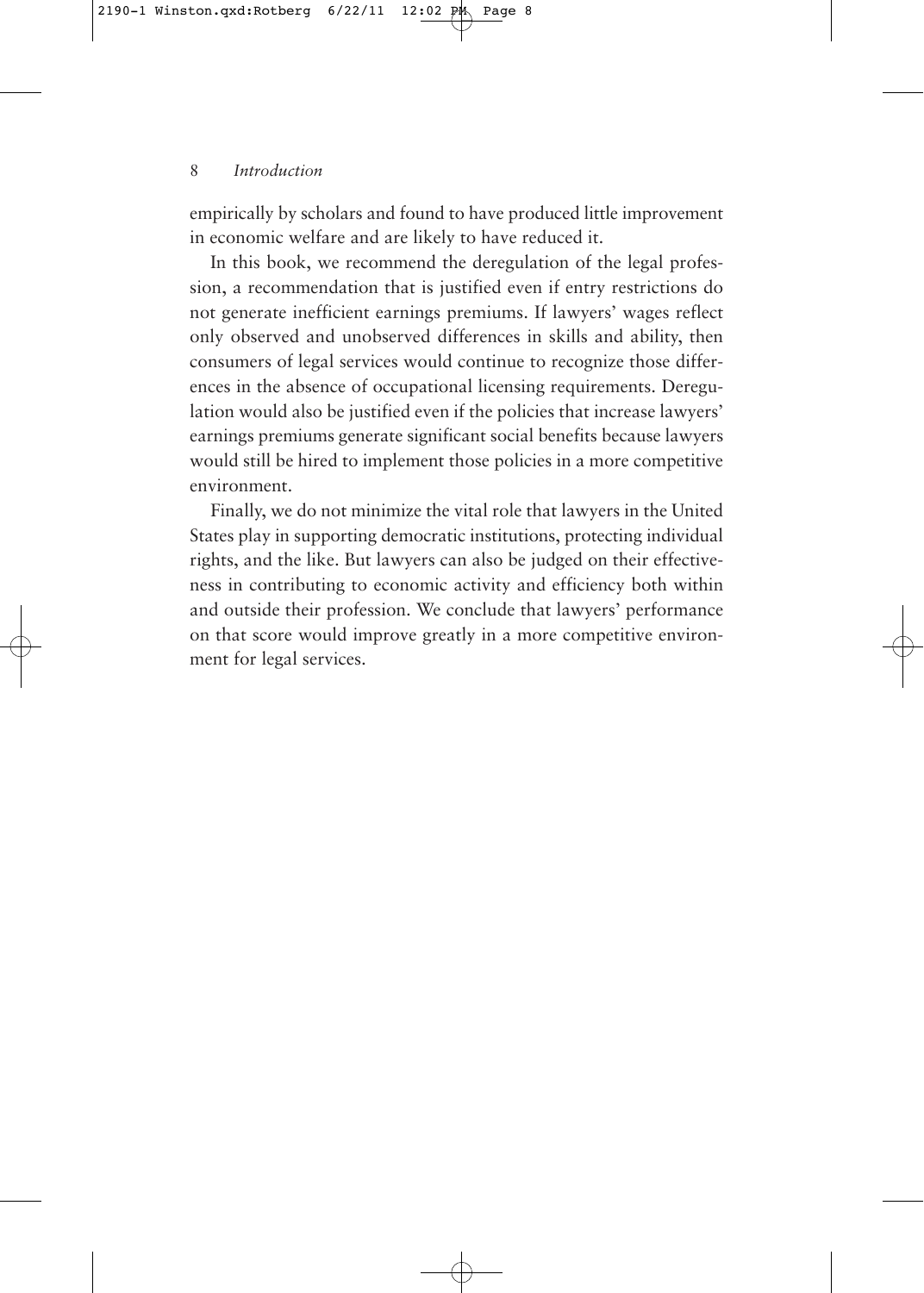empirically by scholars and found to have produced little improvement in economic welfare and are likely to have reduced it.

In this book, we recommend the deregulation of the legal profession, a recommendation that is justified even if entry restrictions do not generate inefficient earnings premiums. If lawyers' wages reflect only observed and unobserved differences in skills and ability, then consumers of legal services would continue to recognize those differences in the absence of occupational licensing requirements. Deregulation would also be justified even if the policies that increase lawyers' earnings premiums generate significant social benefits because lawyers would still be hired to implement those policies in a more competitive environment.

Finally, we do not minimize the vital role that lawyers in the United States play in supporting democratic institutions, protecting individual rights, and the like. But lawyers can also be judged on their effectiveness in contributing to economic activity and efficiency both within and outside their profession. We conclude that lawyers' performance on that score would improve greatly in a more competitive environment for legal services.